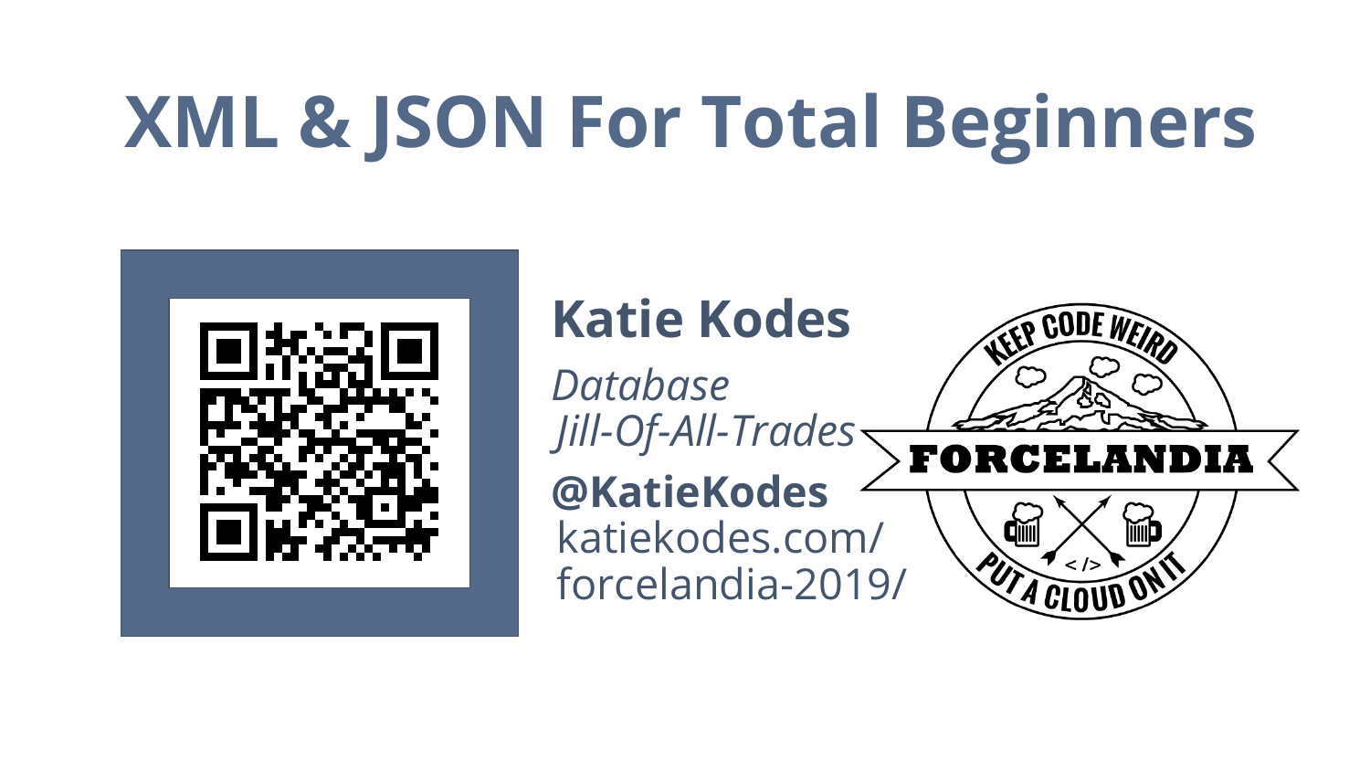# XML & JSON For Total Beginners

## Katie Kodes

*Database Jill-Of-All-Trades*

**@KatieKodes**

katiekodes.com/forcelandia-2019/

KEEP CODE WEIRD

FORCELANDIA

PUT A CLOUD ON IT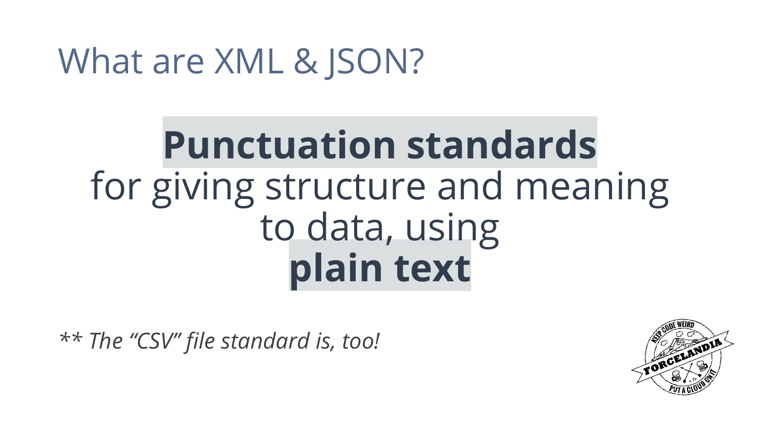# What are XML & JSON?

**Punctuation standards** for giving structure and meaning to data, using **plain text**

*** The "CSV" file standard is, too!*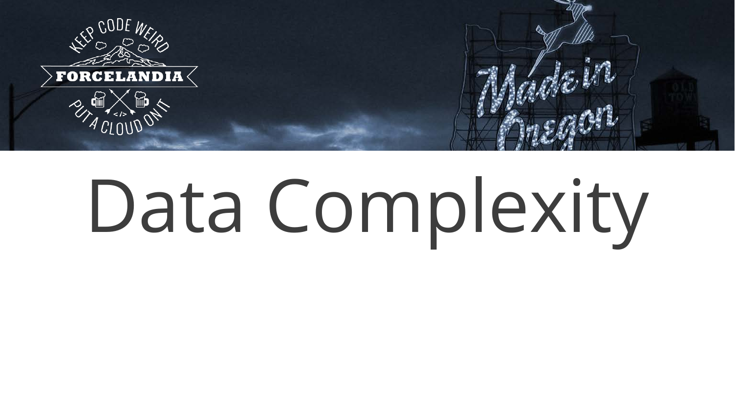# Data Complexity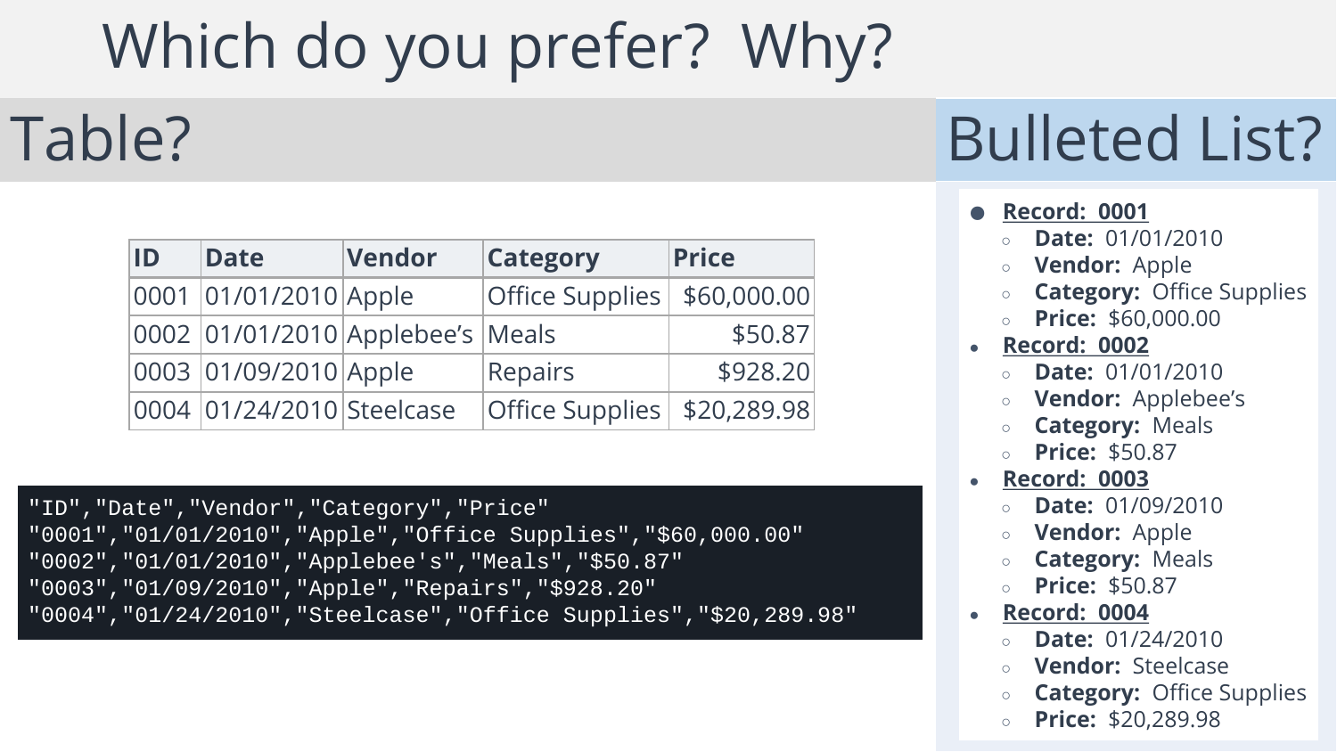# Which do you prefer? Why?

## Table?

| ID | Date | Vendor | Category | Price |
|---|---|---|---|---|
| 0001 | 01/01/2010 | Apple | Office Supplies | $60,000.00 |
| 0002 | 01/01/2010 | Applebee's | Meals | $50.87 |
| 0003 | 01/09/2010 | Apple | Repairs | $928.20 |
| 0004 | 01/24/2010 | Steelcase | Office Supplies | $20,289.98 |

```
"ID","Date","Vendor","Category","Price"
"0001","01/01/2010","Apple","Office Supplies","$60,000.00"
"0002","01/01/2010","Applebee's","Meals","$50.87"
"0003","01/09/2010","Apple","Repairs","$928.20"
"0004","01/24/2010","Steelcase","Office Supplies","$20,289.98"
```

## Bulleted List?

- **Record: 0001**
  - **Date:** 01/01/2010
  - **Vendor:** Apple
  - **Category:** Office Supplies
  - **Price:** $60,000.00
- **Record: 0002**
  - **Date:** 01/01/2010
  - **Vendor:** Applebee's
  - **Category:** Meals
  - **Price:** $50.87
- **Record: 0003**
  - **Date:** 01/09/2010
  - **Vendor:** Apple
  - **Category:** Meals
  - **Price:** $50.87
- **Record: 0004**
  - **Date:** 01/24/2010
  - **Vendor:** Steelcase
  - **Category:** Office Supplies
  - **Price:** $20,289.98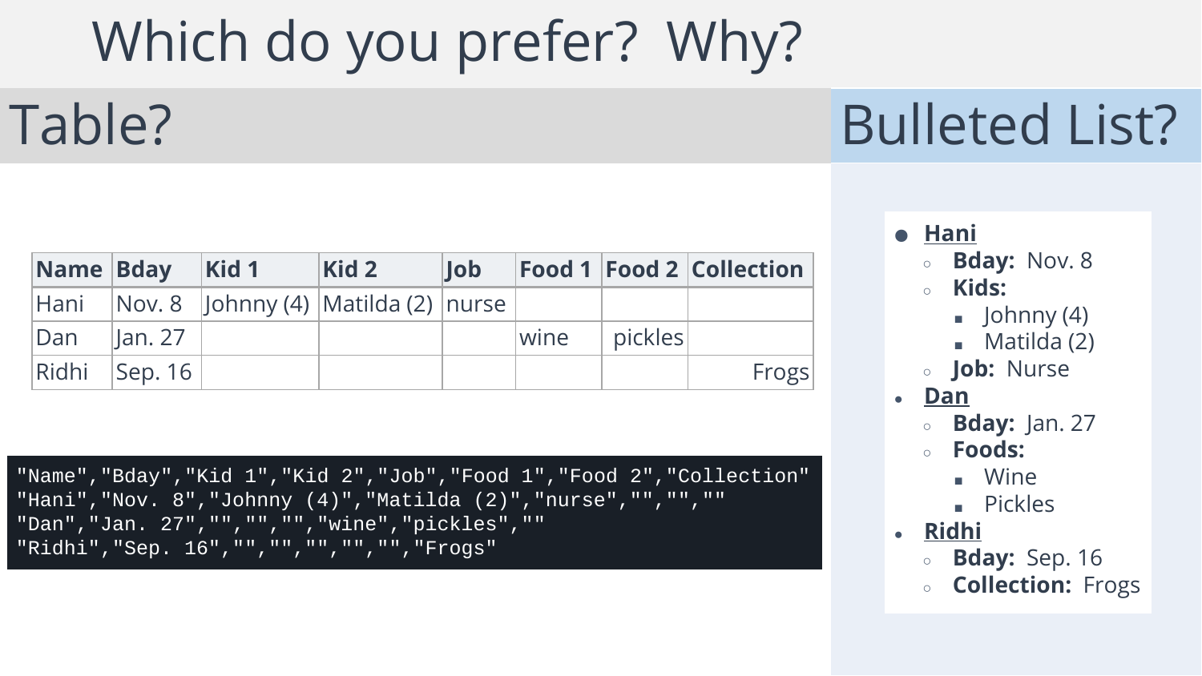# Which do you prefer? Why?

## Table?

| Name | Bday | Kid 1 | Kid 2 | Job | Food 1 | Food 2 | Collection |
|---|---|---|---|---|---|---|---|
| Hani | Nov. 8 | Johnny (4) | Matilda (2) | nurse | | | |
| Dan | Jan. 27 | | | | wine | pickles | |
| Ridhi | Sep. 16 | | | | | | Frogs |

```
"Name","Bday","Kid 1","Kid 2","Job","Food 1","Food 2","Collection"
"Hani","Nov. 8","Johnny (4)","Matilda (2)","nurse","","",""
"Dan","Jan. 27","","","","wine","pickles",""
"Ridhi","Sep. 16","","","","","","Frogs"
```

## Bulleted List?

- **Hani**
  - **Bday:** Nov. 8
  - **Kids:**
    - Johnny (4)
    - Matilda (2)
  - **Job:** Nurse
- **Dan**
  - **Bday:** Jan. 27
  - **Foods:**
    - Wine
    - Pickles
- **Ridhi**
  - **Bday:** Sep. 16
  - **Collection:** Frogs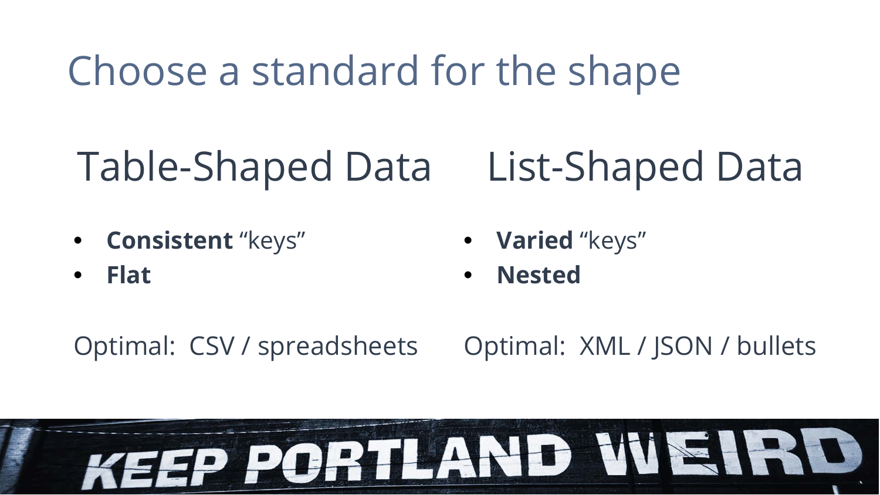# Choose a standard for the shape

## Table-Shaped Data

- **Consistent** “keys”
- **Flat**

Optimal: CSV / spreadsheets

## List-Shaped Data

- **Varied** “keys”
- **Nested**

Optimal: XML / JSON / bullets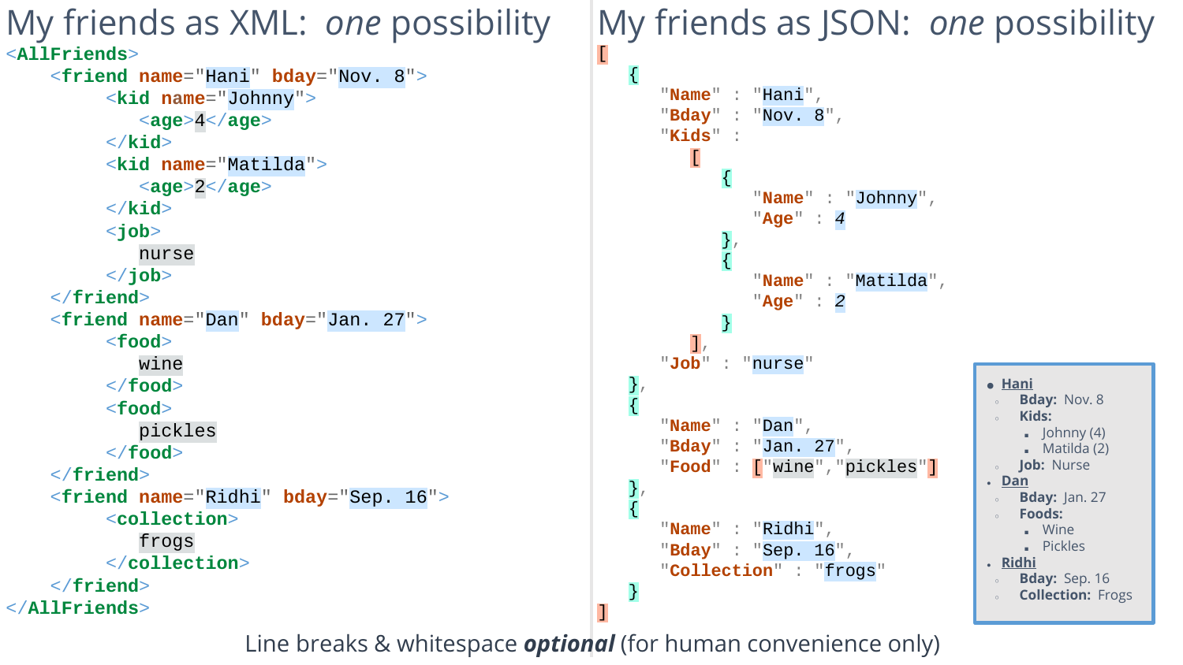## My friends as XML: *one* possibility

```xml
<AllFriends>
    <friend name="Hani" bday="Nov. 8">
        <kid name="Johnny">
            <age>4</age>
        </kid>
        <kid name="Matilda">
            <age>2</age>
        </kid>
        <job>
            nurse
        </job>
    </friend>
    <friend name="Dan" bday="Jan. 27">
        <food>
            wine
        </food>
        <food>
            pickles
        </food>
    </friend>
    <friend name="Ridhi" bday="Sep. 16">
        <collection>
            frogs
        </collection>
    </friend>
</AllFriends>
```

## My friends as JSON: *one* possibility

```json
[
    {
        "Name" : "Hani",
        "Bday" : "Nov. 8",
        "Kids" :
            [
                {
                    "Name" : "Johnny",
                    "Age" : 4
                },
                {
                    "Name" : "Matilda",
                    "Age" : 2
                }
            ],
        "Job" : "nurse"
    },
    {
        "Name" : "Dan",
        "Bday" : "Jan. 27",
        "Food" : ["wine","pickles"]
    },
    {
        "Name" : "Ridhi",
        "Bday" : "Sep. 16",
        "Collection" : "frogs"
    }
]
```

- Hani
    - **Bday:** Nov. 8
    - **Kids:**
        - Johnny (4)
        - Matilda (2)
    - **Job:** Nurse
- Dan
    - **Bday:** Jan. 27
    - **Foods:**
        - Wine
        - Pickles
- Ridhi
    - **Bday:** Sep. 16
    - **Collection:** Frogs

Line breaks & whitespace ***optional*** (for human convenience only)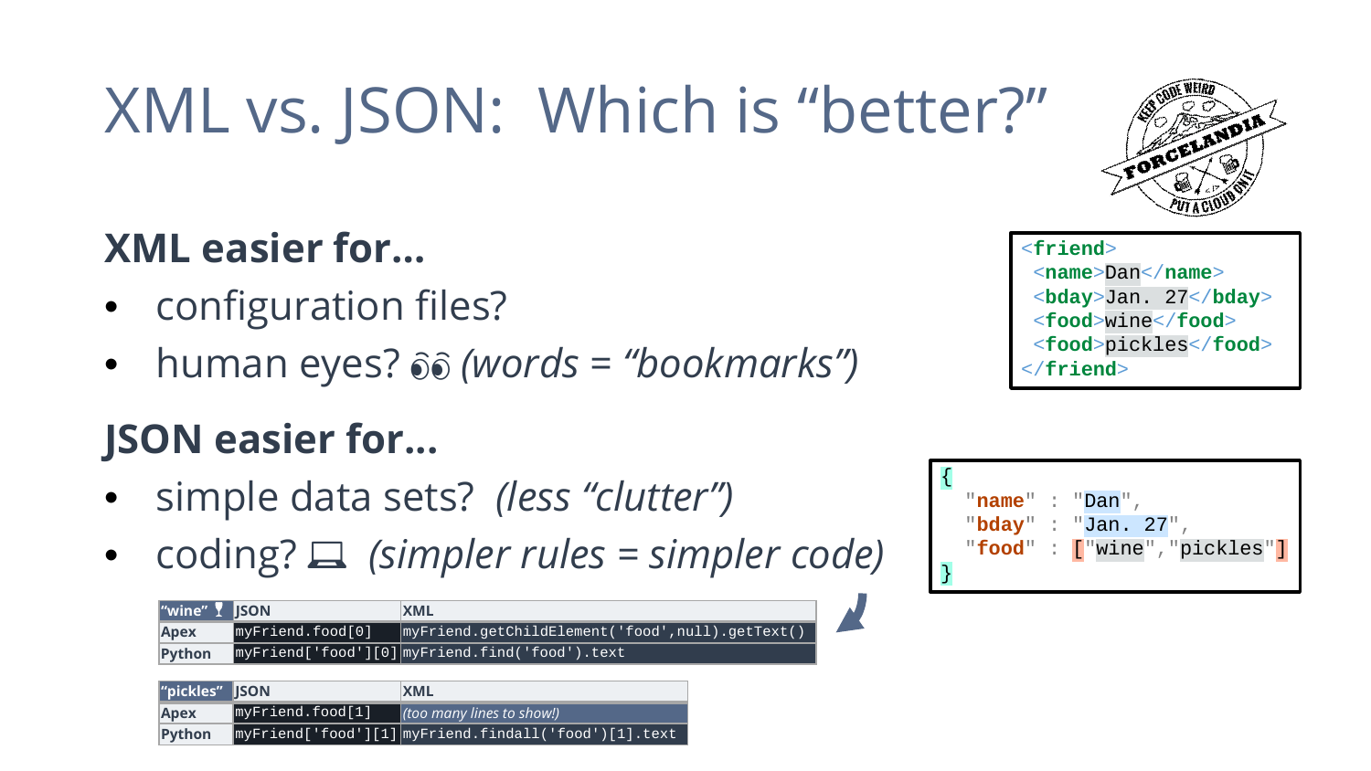# XML vs. JSON: Which is “better?”

## XML easier for…

- configuration files?
- human eyes? 👀 *(words = “bookmarks”)*

## JSON easier for…

- simple data sets? *(less “clutter”)*
- coding? 💻 *(simpler rules = simpler code)*

| “wine” 🍷 | JSON | XML |
|---|---|---|
| Apex | `myFriend.food[0]` | `myFriend.getChildElement('food',null).getText()` |
| Python | `myFriend['food'][0]` | `myFriend.find('food').text` |

| “pickles” | JSON | XML |
|---|---|---|
| Apex | `myFriend.food[1]` | *(too many lines to show!)* |
| Python | `myFriend['food'][1]` | `myFriend.findall('food')[1].text` |

```xml
<friend>
 <name>Dan</name>
 <bday>Jan. 27</bday>
 <food>wine</food>
 <food>pickles</food>
</friend>
```

```json
{
  "name" : "Dan",
  "bday" : "Jan. 27",
  "food" : ["wine","pickles"]
}
```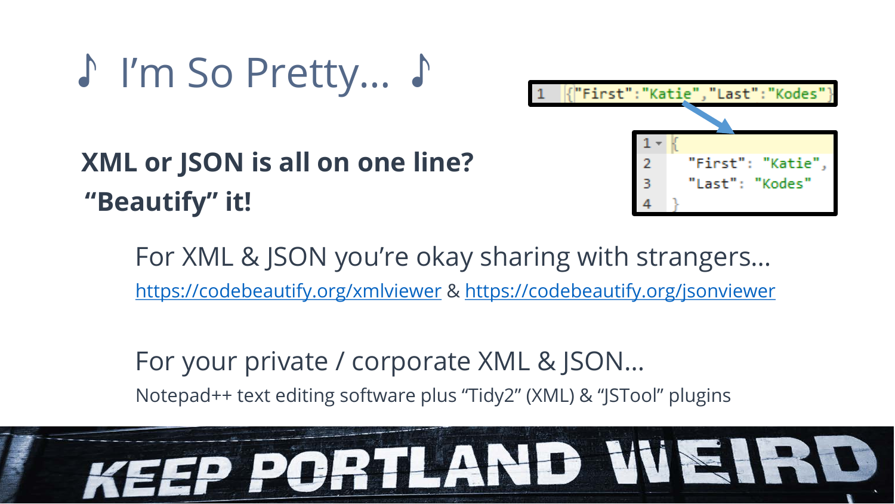# ♪ I'm So Pretty... ♪

```
1  {"First":"Katie","Last":"Kodes"}
```

```
1  {
2    "First": "Katie",
3    "Last": "Kodes"
4  }
```

**XML or JSON is all on one line?**

**"Beautify" it!**

For XML & JSON you're okay sharing with strangers...

https://codebeautify.org/xmlviewer & https://codebeautify.org/jsonviewer

For your private / corporate XML & JSON...

Notepad++ text editing software plus "Tidy2" (XML) & "JSTool" plugins

KEEP PORTLAND WEIRD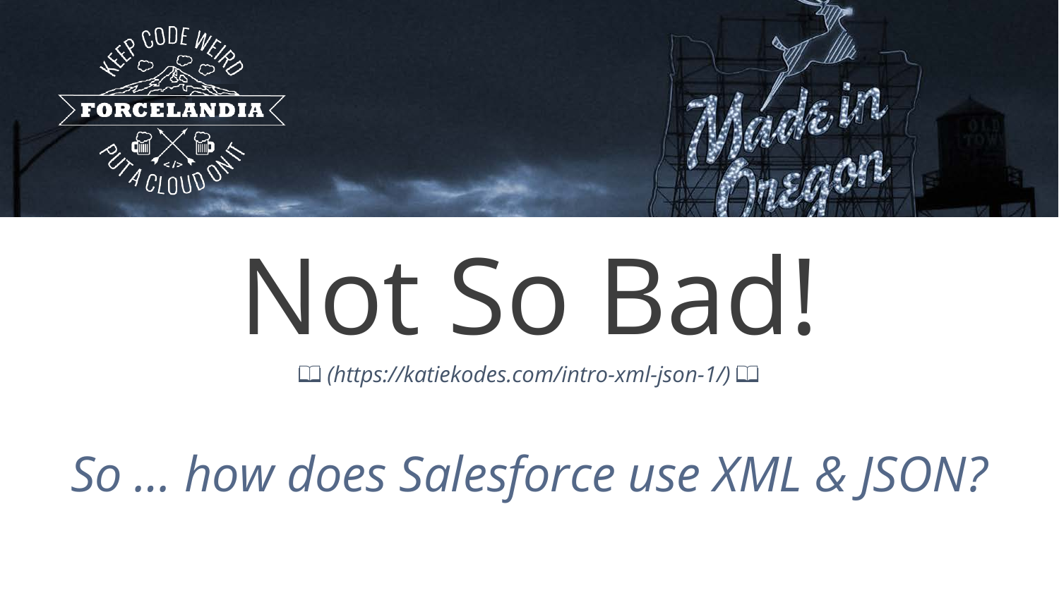# Not So Bad!

📖 *(https://katiekodes.com/intro-xml-json-1/)* 📖

*So … how does Salesforce use XML & JSON?*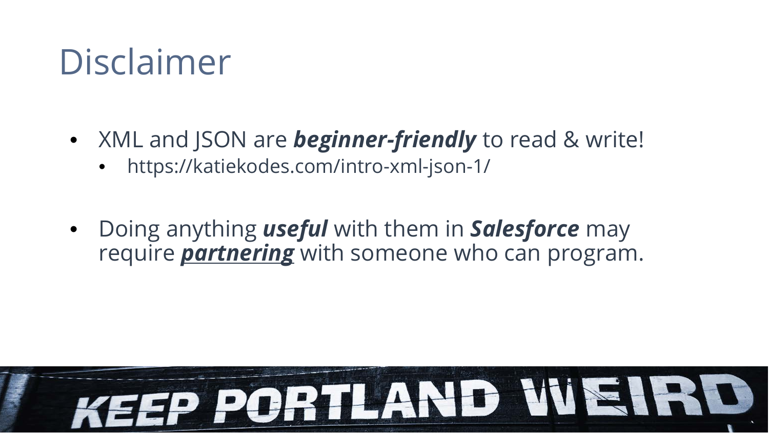# Disclaimer

- XML and JSON are ***beginner-friendly*** to read & write!
  - https://katiekodes.com/intro-xml-json-1/

- Doing anything ***useful*** with them in ***Salesforce*** may require ***<u>partnering</u>*** with someone who can program.

KEEP PORTLAND WEIRD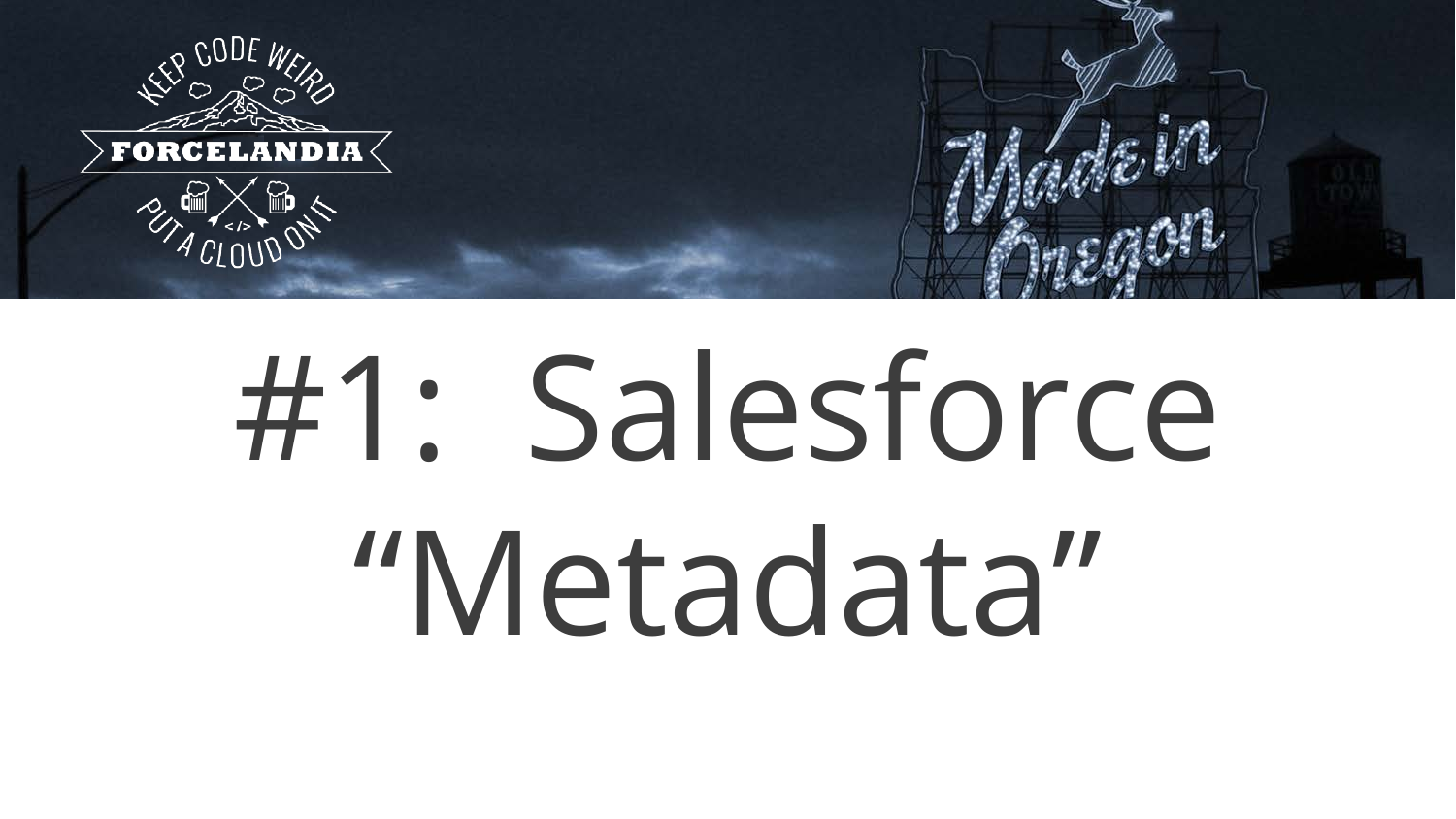# #1: Salesforce "Metadata"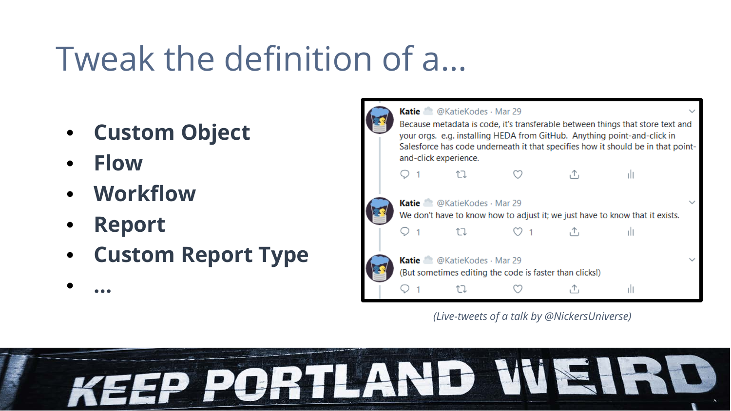# Tweak the definition of a...

- **Custom Object**
- **Flow**
- **Workflow**
- **Report**
- **Custom Report Type**
- **...**

**Katie** @KatieKodes · Mar 29
Because metadata is code, it's transferable between things that store text and your orgs. e.g. installing HEDA from GitHub. Anything point-and-click in Salesforce has code underneath it that specifies how it should be in that point-and-click experience.

**Katie** @KatieKodes · Mar 29
We don't have to know how to adjust it; we just have to know that it exists.

**Katie** @KatieKodes · Mar 29
(But sometimes editing the code is faster than clicks!)

*(Live-tweets of a talk by @NickersUniverse)*

KEEP PORTLAND WEIRD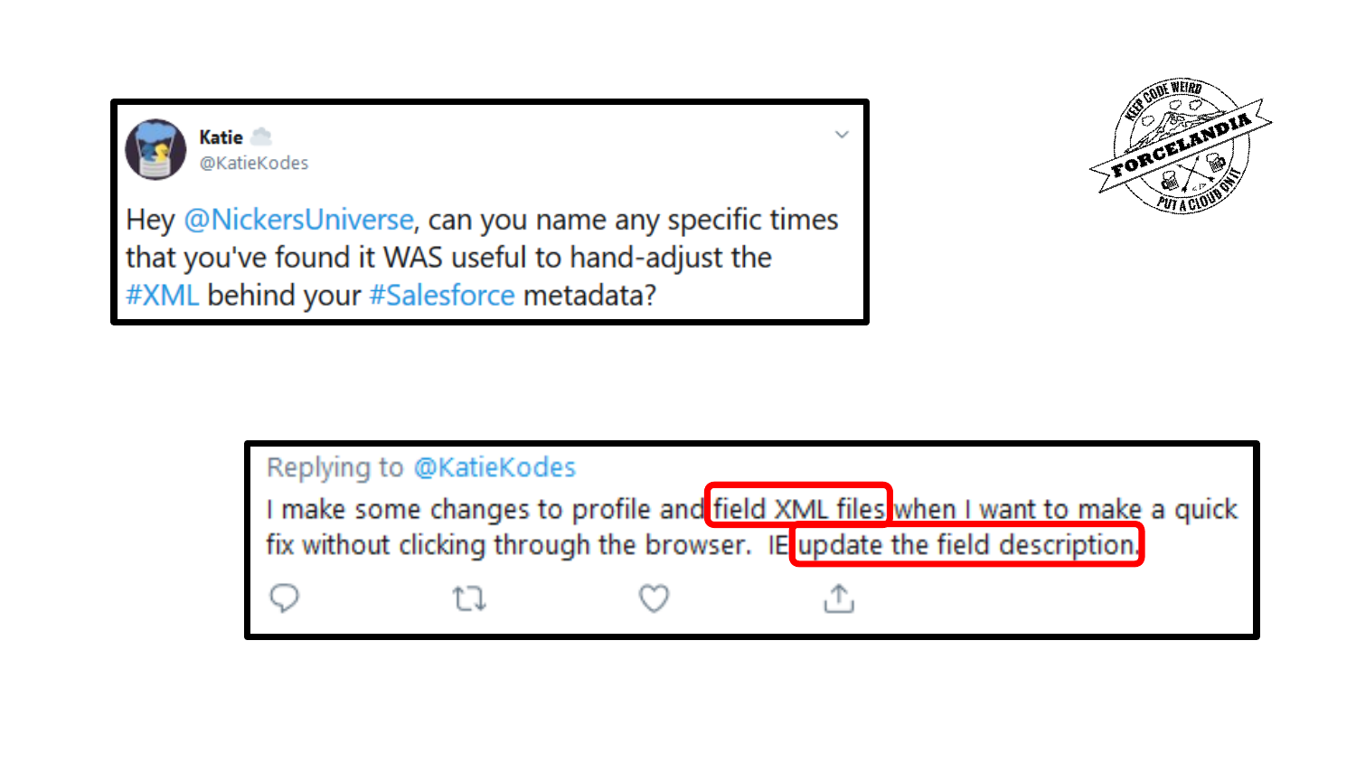Katie
@KatieKodes

Hey @NickersUniverse, can you name any specific times that you've found it WAS useful to hand-adjust the #XML behind your #Salesforce metadata?

Replying to @KatieKodes

I make some changes to profile and field XML files when I want to make a quick fix without clicking through the browser. IE update the field description.

KEEP CODE WEIRD
FORCELANDIA
PUT A CLOUD ON IT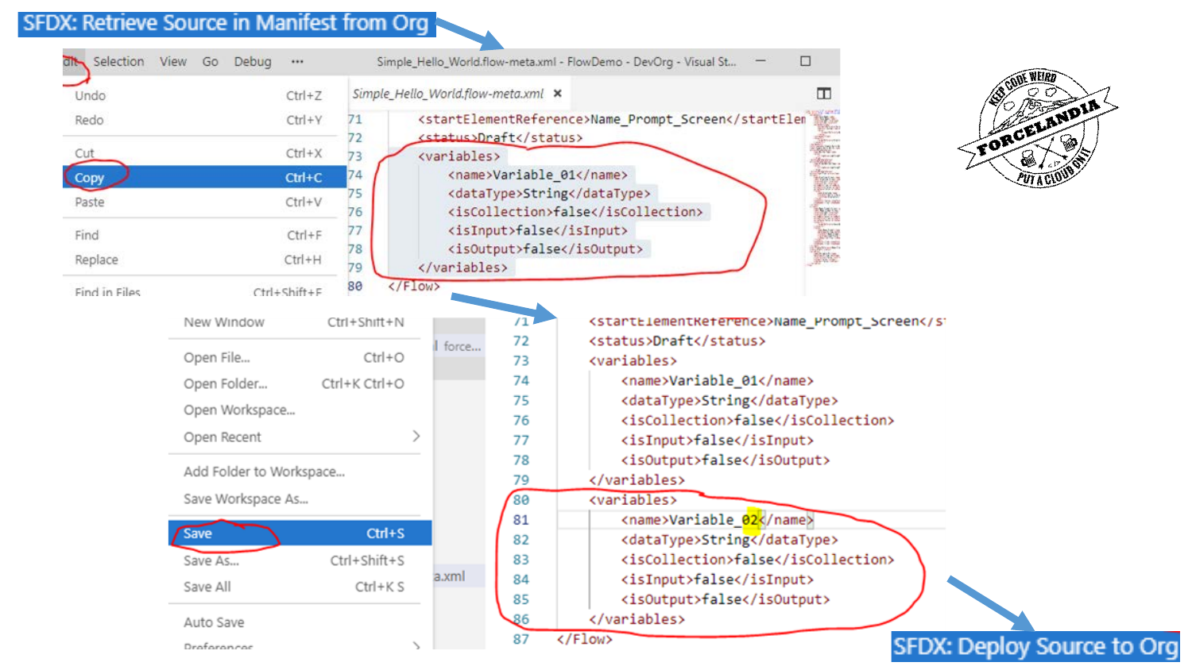SFDX: Retrieve Source in Manifest from Org

Edit | Selection | View | Go | Debug | ··· — Simple_Hello_World.flow-meta.xml - FlowDemo - DevOrg - Visual St...

| | |
|---|---|
| Undo | Ctrl+Z |
| Redo | Ctrl+Y |
| Cut | Ctrl+X |
| Copy | Ctrl+C |
| Paste | Ctrl+V |
| Find | Ctrl+F |
| Replace | Ctrl+H |
| Find in Files | Ctrl+Shift+F |

Simple_Hello_World.flow-meta.xml

```
71    <startElementReference>Name_Prompt_Screen</startElen
72    <status>Draft</status>
73    <variables>
74        <name>Variable_01</name>
75        <dataType>String</dataType>
76        <isCollection>false</isCollection>
77        <isInput>false</isInput>
78        <isOutput>false</isOutput>
79    </variables>
80 </Flow>
```

| | |
|---|---|
| New Window | Ctrl+Shift+N |
| Open File... | Ctrl+O |
| Open Folder... | Ctrl+K Ctrl+O |
| Open Workspace... | |
| Open Recent | > |
| Add Folder to Workspace... | |
| Save Workspace As... | |
| Save | Ctrl+S |
| Save As... | Ctrl+Shift+S |
| Save All | Ctrl+K S |
| Auto Save | |
| Preferences | > |

```
71    <startElementReference>Name_Prompt_Screen</s
72    <status>Draft</status>
73    <variables>
74        <name>Variable_01</name>
75        <dataType>String</dataType>
76        <isCollection>false</isCollection>
77        <isInput>false</isInput>
78        <isOutput>false</isOutput>
79    </variables>
80    <variables>
81        <name>Variable_02</name>
82        <dataType>String</dataType>
83        <isCollection>false</isCollection>
84        <isInput>false</isInput>
85        <isOutput>false</isOutput>
86    </variables>
87 </Flow>
```

SFDX: Deploy Source to Org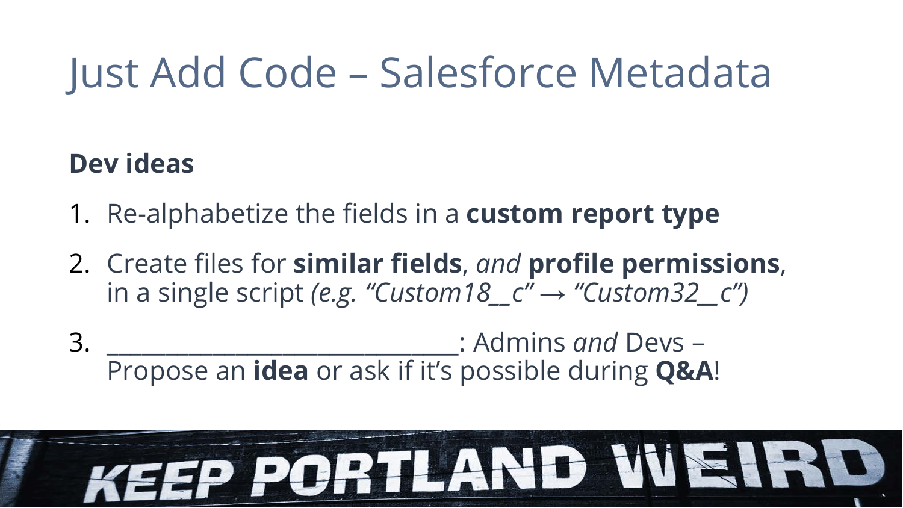# Just Add Code – Salesforce Metadata

**Dev ideas**

1. Re-alphabetize the fields in a **custom report type**
2. Create files for **similar fields**, *and* **profile permissions**, in a single script *(e.g. "Custom18__c" → "Custom32__c")*
3. ______________________________: Admins *and* Devs – Propose an **idea** or ask if it's possible during **Q&A**!

KEEP PORTLAND WEIRD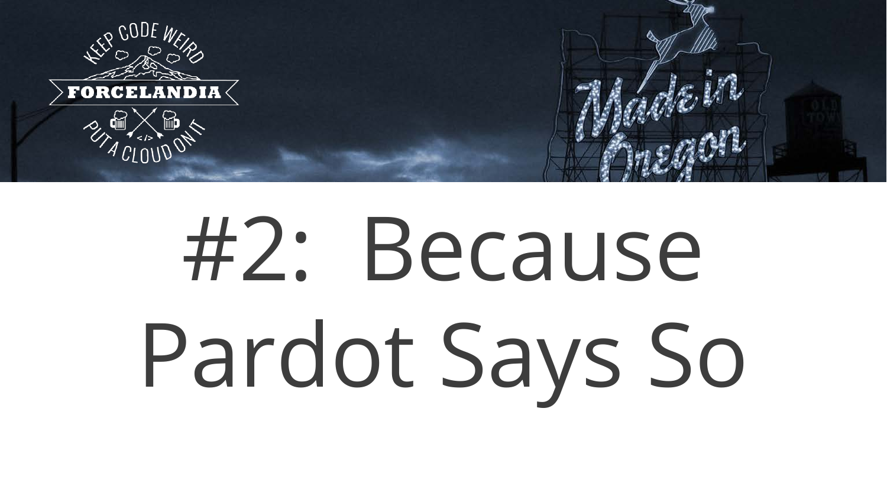# #2: Because Pardot Says So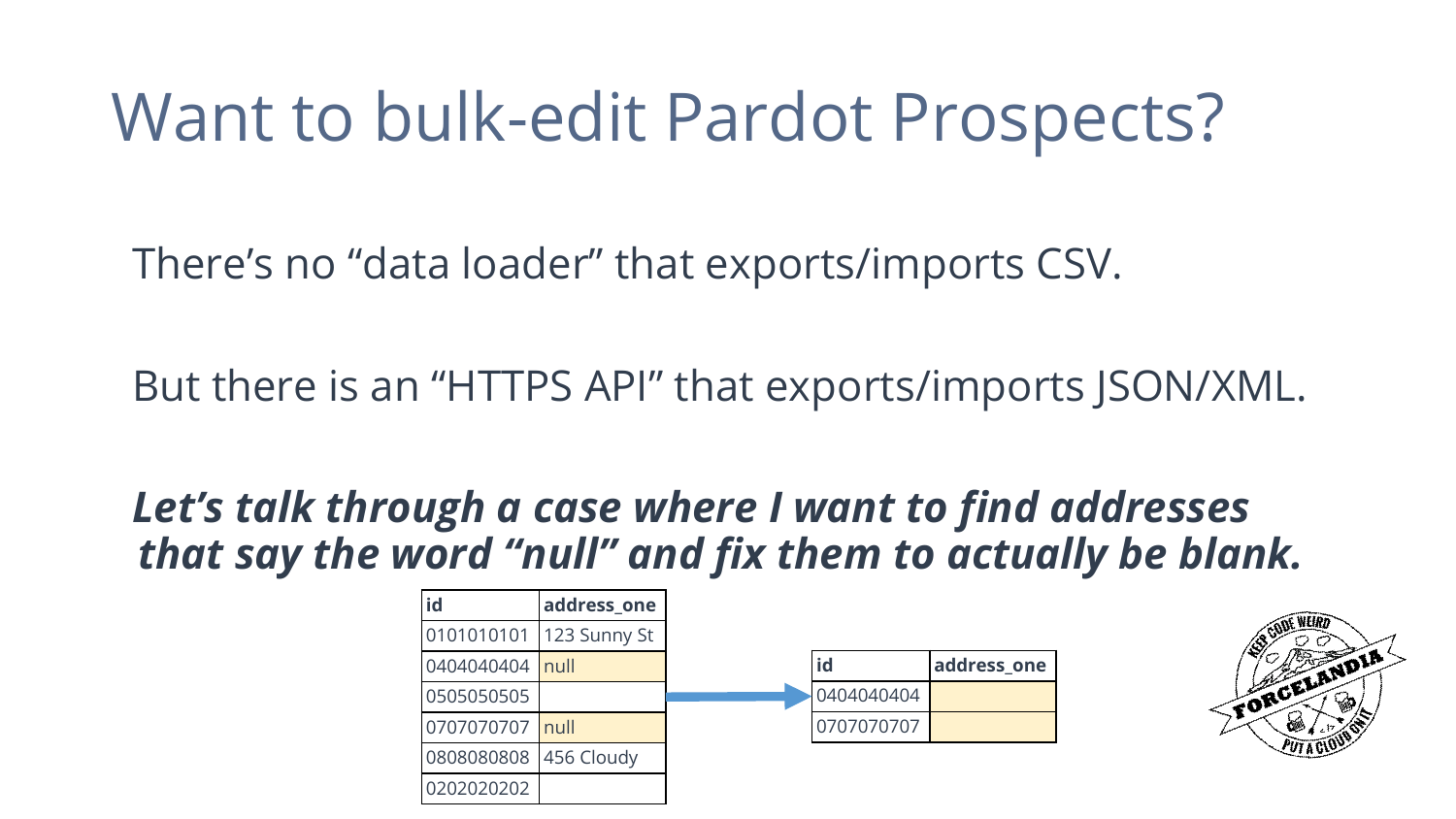# Want to bulk-edit Pardot Prospects?

There's no "data loader" that exports/imports CSV.

But there is an "HTTPS API" that exports/imports JSON/XML.

***Let's talk through a case where I want to find addresses that say the word "null" and fix them to actually be blank.***

| id | address_one |
| --- | --- |
| 0101010101 | 123 Sunny St |
| 0404040404 | null |
| 0505050505 | |
| 0707070707 | null |
| 0808080808 | 456 Cloudy |
| 0202020202 | |

→

| id | address_one |
| --- | --- |
| 0404040404 | |
| 0707070707 | |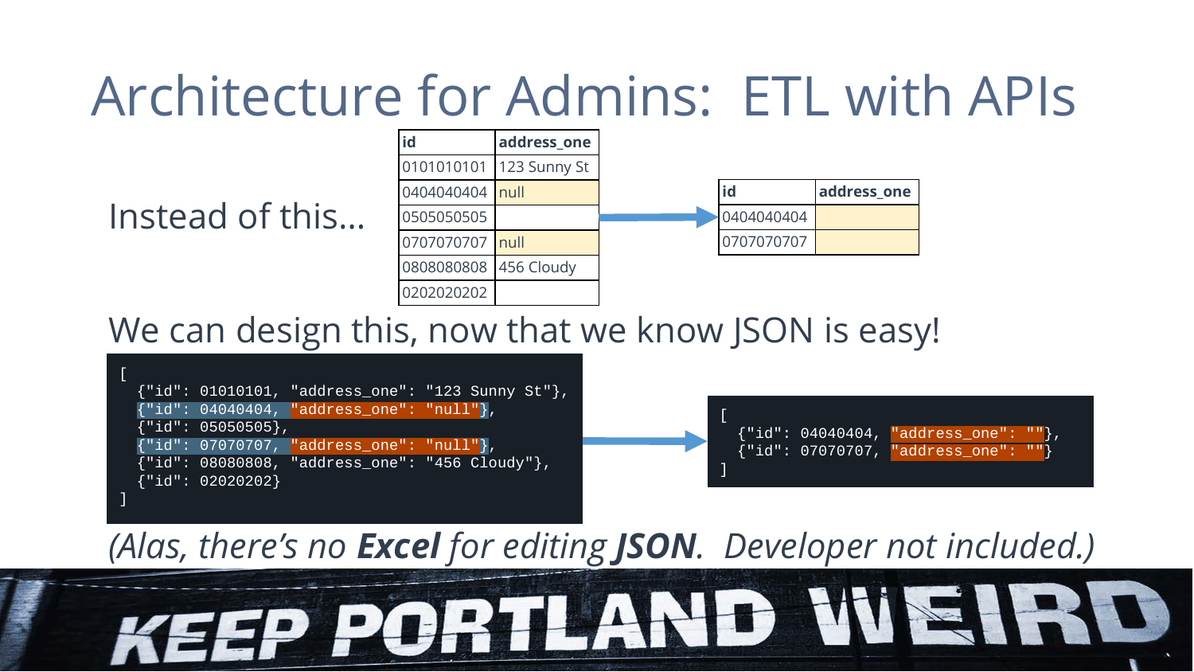# Architecture for Admins: ETL with APIs

Instead of this…

| id | address_one |
|---|---|
| 0101010101 | 123 Sunny St |
| 0404040404 | null |
| 0505050505 | |
| 0707070707 | null |
| 0808080808 | 456 Cloudy |
| 0202020202 | |

| id | address_one |
|---|---|
| 0404040404 | |
| 0707070707 | |

We can design this, now that we know JSON is easy!

```
[
  {"id": 01010101, "address_one": "123 Sunny St"},
  {"id": 04040404, "address_one": "null"},
  {"id": 05050505},
  {"id": 07070707, "address_one": "null"},
  {"id": 08080808, "address_one": "456 Cloudy"},
  {"id": 02020202}
]
```

```
[
  {"id": 04040404, "address_one": ""},
  {"id": 07070707, "address_one": ""}
]
```

*(Alas, there's no **Excel** for editing **JSON**. Developer not included.)*

KEEP PORTLAND WEIRD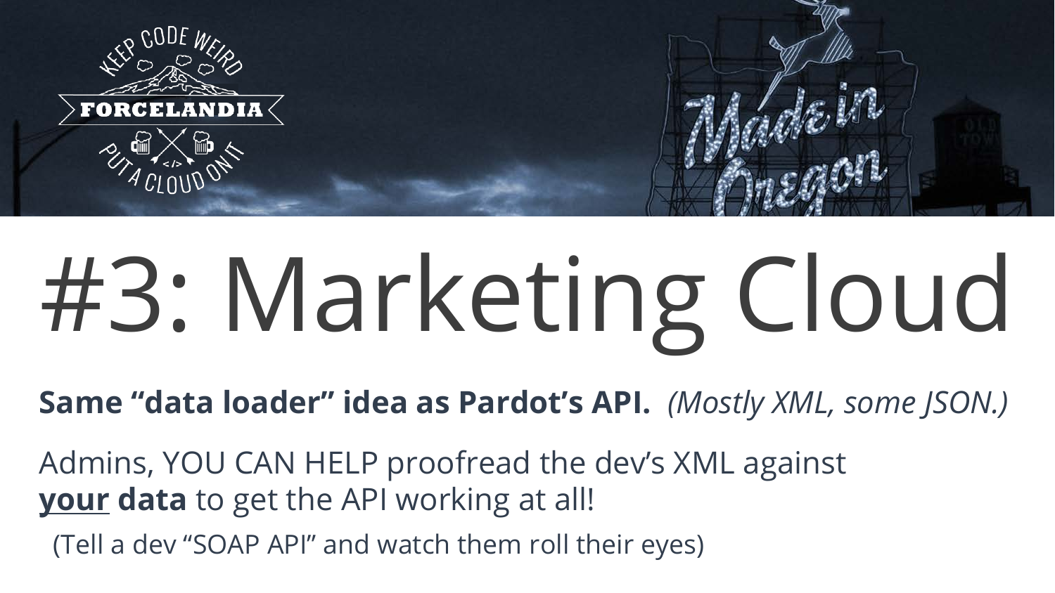# #3: Marketing Cloud

**Same "data loader" idea as Pardot's API.** *(Mostly XML, some JSON.)*

Admins, YOU CAN HELP proofread the dev's XML against **<u>your</u> data** to get the API working at all!

(Tell a dev "SOAP API" and watch them roll their eyes)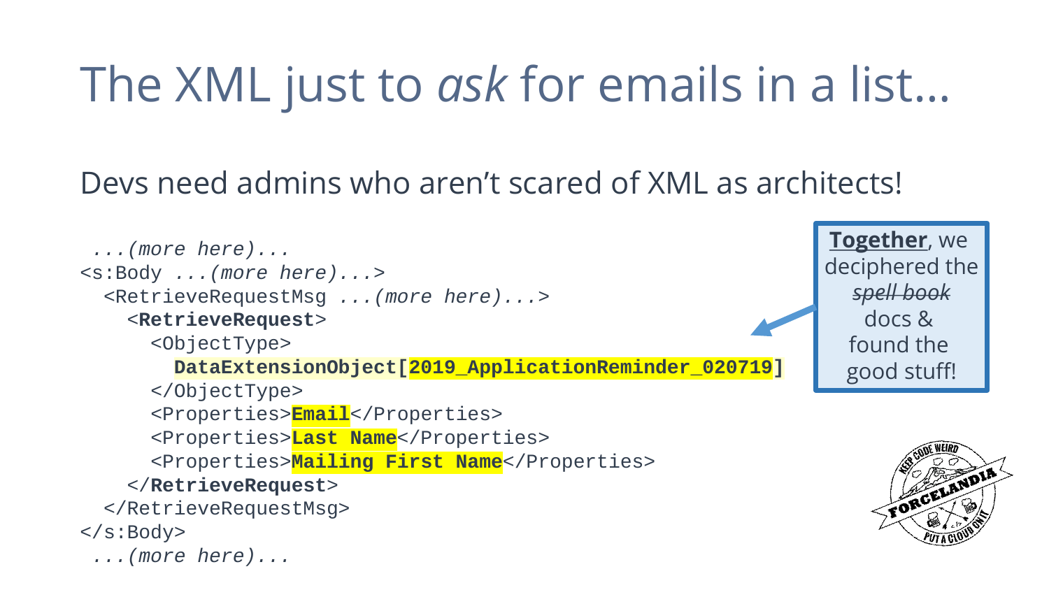# The XML just to *ask* for emails in a list…

Devs need admins who aren't scared of XML as architects!

```
 ...(more here)...
<s:Body ...(more here)...>
  <RetrieveRequestMsg ...(more here)...>
    <RetrieveRequest>
      <ObjectType>
        DataExtensionObject[2019_ApplicationReminder_020719]
      </ObjectType>
      <Properties>Email</Properties>
      <Properties>Last Name</Properties>
      <Properties>Mailing First Name</Properties>
    </RetrieveRequest>
  </RetrieveRequestMsg>
</s:Body>
 ...(more here)...
```

**Together**, we deciphered the ~~*spell book*~~ docs & found the good stuff!

KEEP CODE WEIRD · FORCELANDIA · PUT A CLOUD ON IT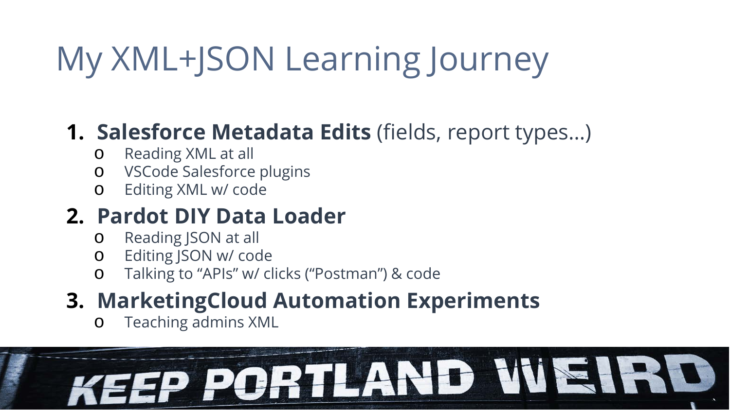# My XML+JSON Learning Journey

1. **Salesforce Metadata Edits** (fields, report types…)
   - Reading XML at all
   - VSCode Salesforce plugins
   - Editing XML w/ code
2. **Pardot DIY Data Loader**
   - Reading JSON at all
   - Editing JSON w/ code
   - Talking to "APIs" w/ clicks ("Postman") & code
3. **MarketingCloud Automation Experiments**
   - Teaching admins XML

KEEP PORTLAND WEIRD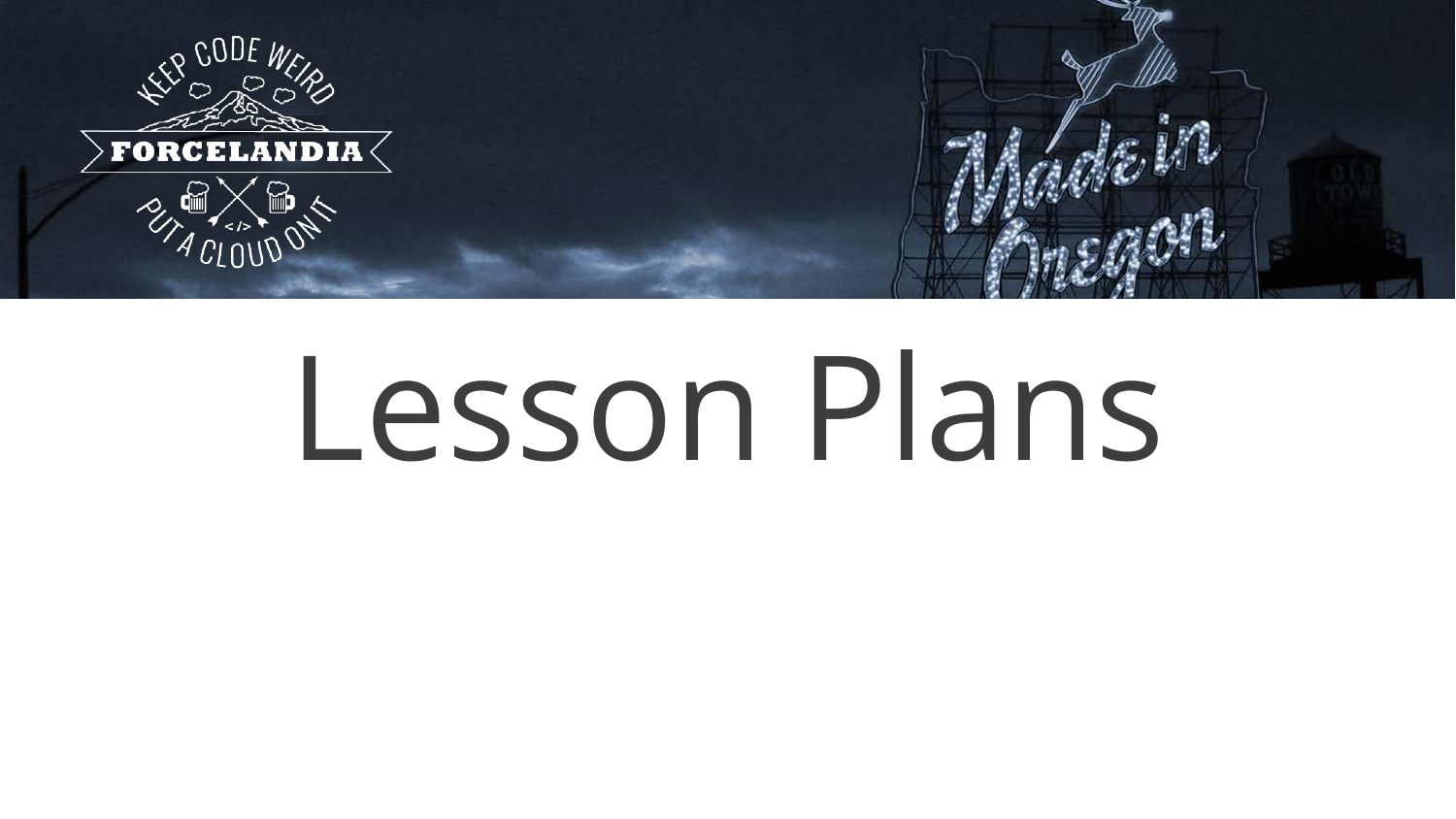# Lesson Plans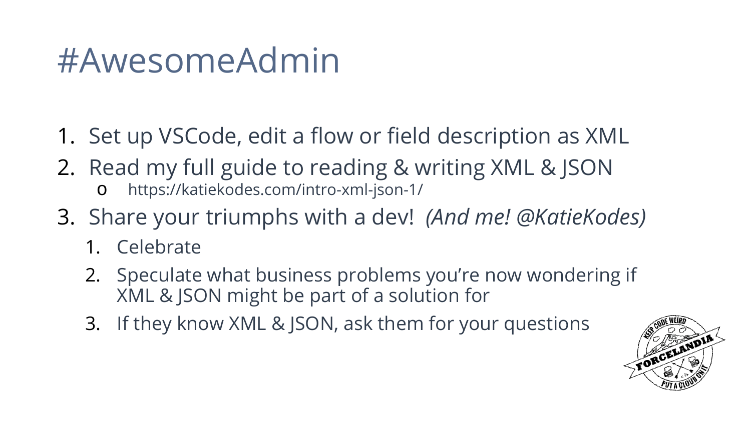# #AwesomeAdmin

1. Set up VSCode, edit a flow or field description as XML
2. Read my full guide to reading & writing XML & JSON
   - https://katiekodes.com/intro-xml-json-1/
3. Share your triumphs with a dev! *(And me! @KatieKodes)*
   1. Celebrate
   2. Speculate what business problems you're now wondering if XML & JSON might be part of a solution for
   3. If they know XML & JSON, ask them for your questions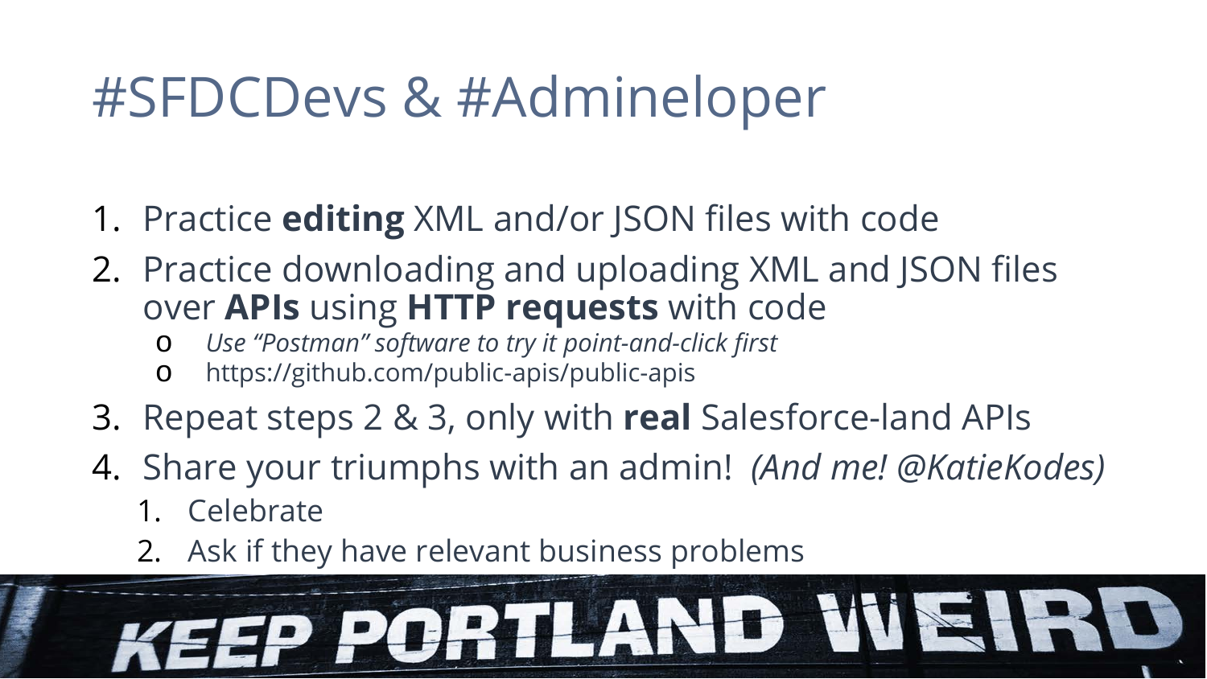# #SFDCDevs & #Admineloper

1. Practice **editing** XML and/or JSON files with code
2. Practice downloading and uploading XML and JSON files over **APIs** using **HTTP requests** with code
   - *Use "Postman" software to try it point-and-click first*
   - https://github.com/public-apis/public-apis
3. Repeat steps 2 & 3, only with **real** Salesforce-land APIs
4. Share your triumphs with an admin! *(And me! @KatieKodes)*
   1. Celebrate
   2. Ask if they have relevant business problems

KEEP PORTLAND WEIRD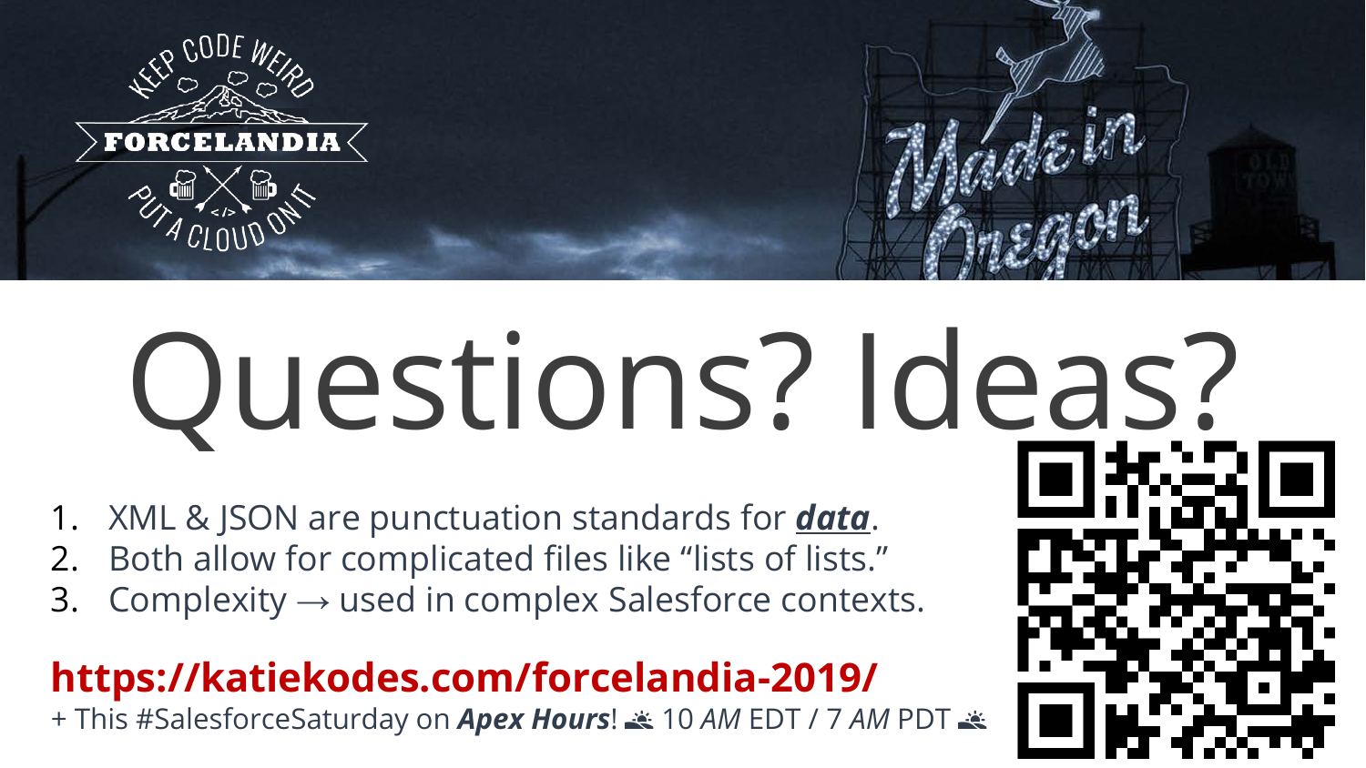# Questions? Ideas?

1. XML & JSON are punctuation standards for ***data***.
2. Both allow for complicated files like “lists of lists.”
3. Complexity → used in complex Salesforce contexts.

**https://katiekodes.com/forcelandia-2019/**

+ This #SalesforceSaturday on ***Apex Hours***! 🌅 10 *AM* EDT / 7 *AM* PDT 🌅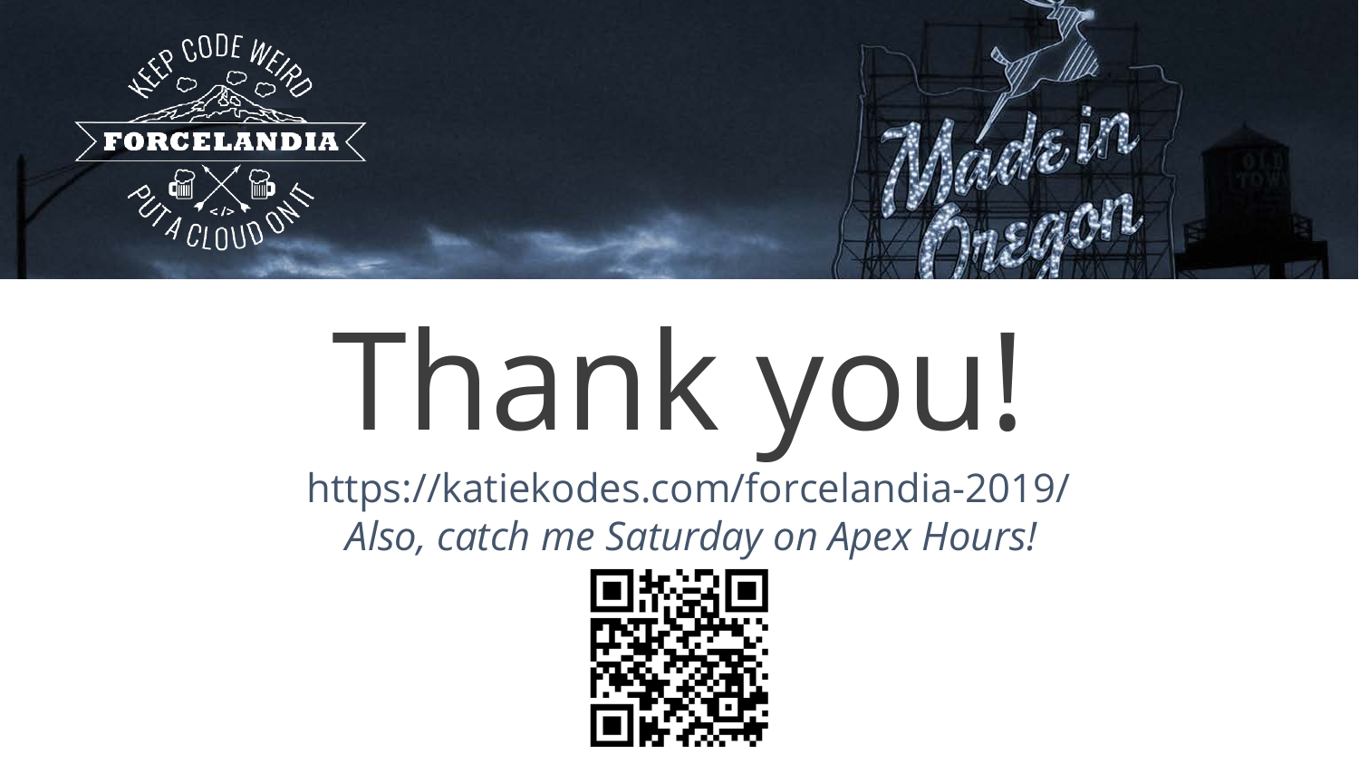# Thank you!

https://katiekodes.com/forcelandia-2019/

*Also, catch me Saturday on Apex Hours!*